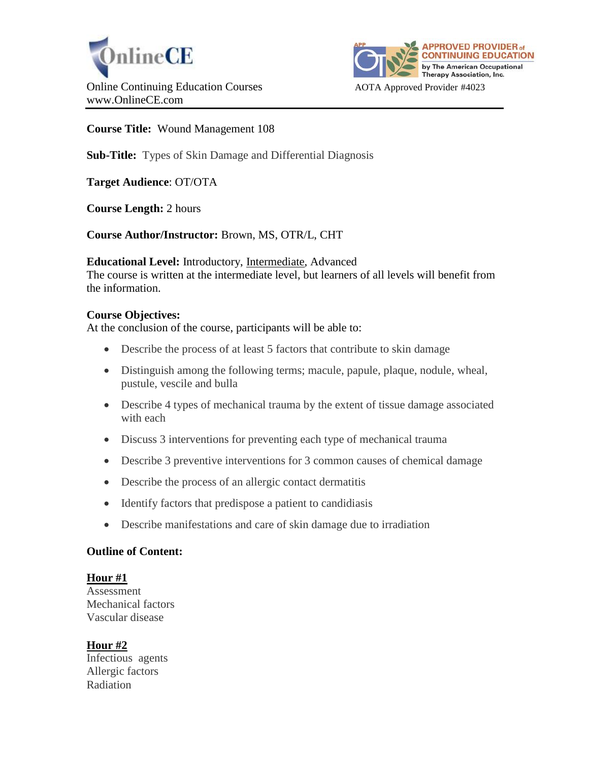OnlineCE

Online Continuing Education Courses
www.OnlineCE.com

APPROVED PROVIDER of CONTINUING EDUCATION by The American Occupational Therapy Association, Inc.

AOTA Approved Provider #4023

**Course Title:** Wound Management 108

**Sub-Title:** Types of Skin Damage and Differential Diagnosis

**Target Audience**: OT/OTA

**Course Length:** 2 hours

**Course Author/Instructor:** Brown, MS, OTR/L, CHT

**Educational Level:** Introductory, Intermediate, Advanced
The course is written at the intermediate level, but learners of all levels will benefit from the information.

**Course Objectives:**
At the conclusion of the course, participants will be able to:

- Describe the process of at least 5 factors that contribute to skin damage
- Distinguish among the following terms; macule, papule, plaque, nodule, wheal, pustule, vescile and bulla
- Describe 4 types of mechanical trauma by the extent of tissue damage associated with each
- Discuss 3 interventions for preventing each type of mechanical trauma
- Describe 3 preventive interventions for 3 common causes of chemical damage
- Describe the process of an allergic contact dermatitis
- Identify factors that predispose a patient to candidiasis
- Describe manifestations and care of skin damage due to irradiation

**Outline of Content:**

**Hour #1**
Assessment
Mechanical factors
Vascular disease

**Hour #2**
Infectious agents
Allergic factors
Radiation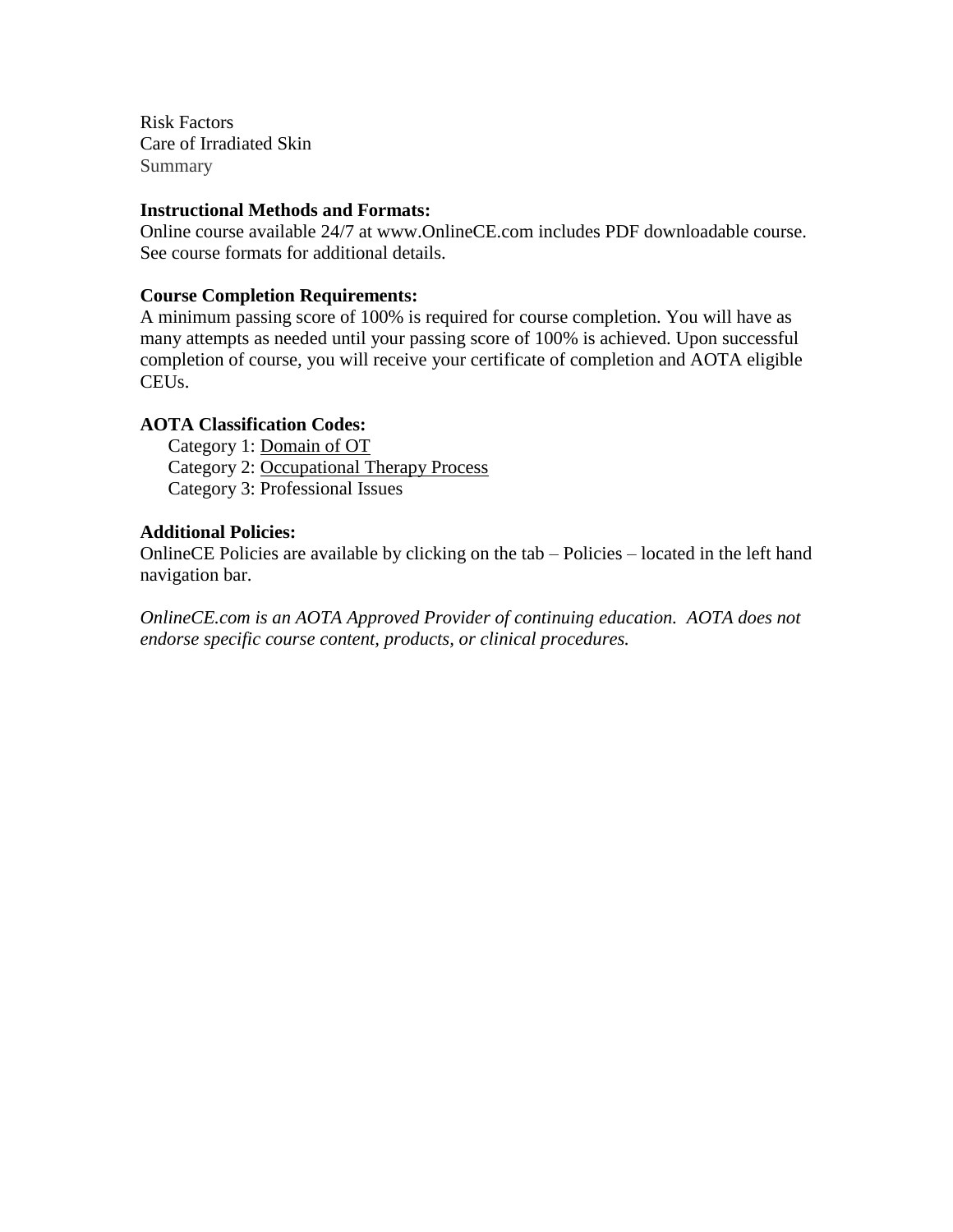Risk Factors
Care of Irradiated Skin
Summary

**Instructional Methods and Formats:**
Online course available 24/7 at www.OnlineCE.com includes PDF downloadable course. See course formats for additional details.

**Course Completion Requirements:**
A minimum passing score of 100% is required for course completion. You will have as many attempts as needed until your passing score of 100% is achieved. Upon successful completion of course, you will receive your certificate of completion and AOTA eligible CEUs.

**AOTA Classification Codes:**

Category 1: Domain of OT
Category 2: Occupational Therapy Process
Category 3: Professional Issues

**Additional Policies:**
OnlineCE Policies are available by clicking on the tab – Policies – located in the left hand navigation bar.

*OnlineCE.com is an AOTA Approved Provider of continuing education. AOTA does not endorse specific course content, products, or clinical procedures.*